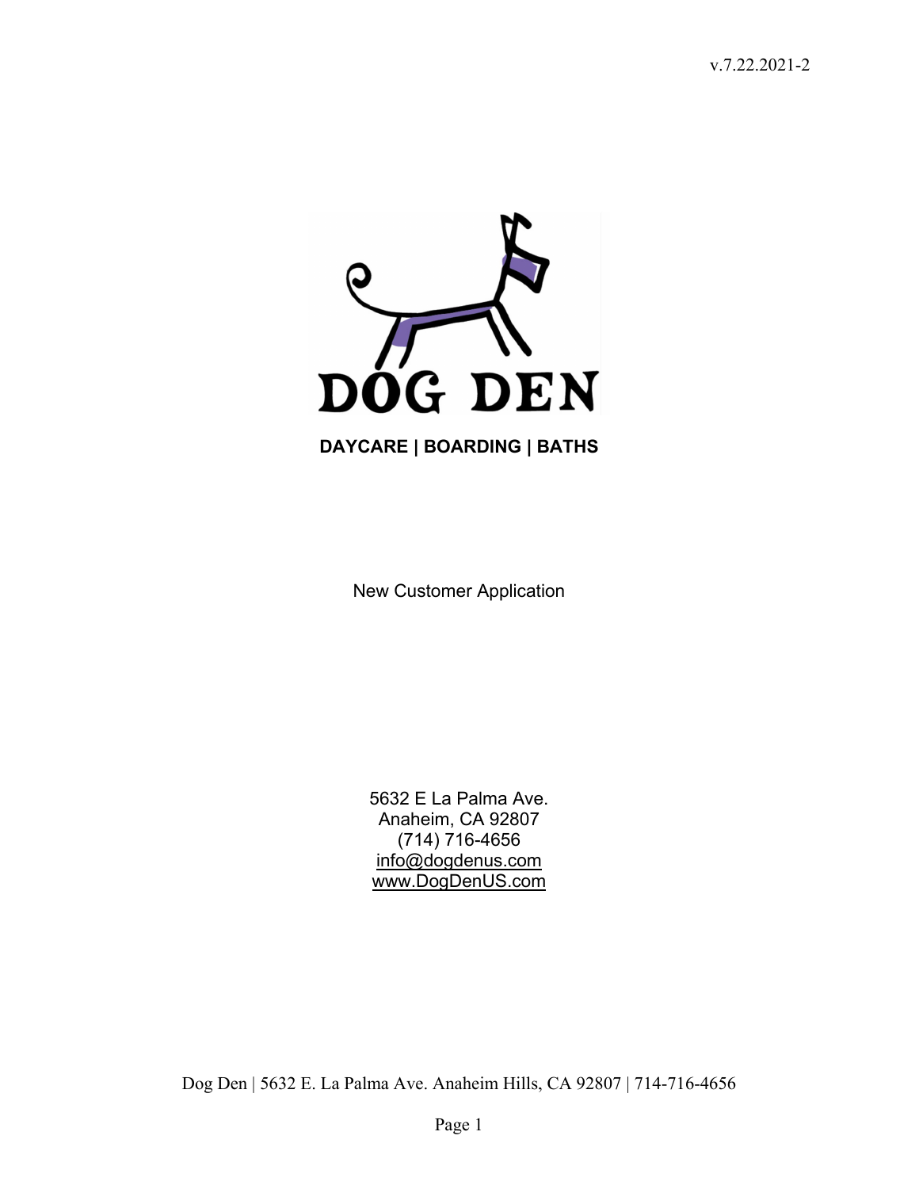v.7.22.2021-2

# DOG DEN

**DAYCARE | BOARDING | BATHS**

New Customer Application

5632 E La Palma Ave.
Anaheim, CA 92807
(714) 716-4656
info@dogdenus.com
www.DogDenUS.com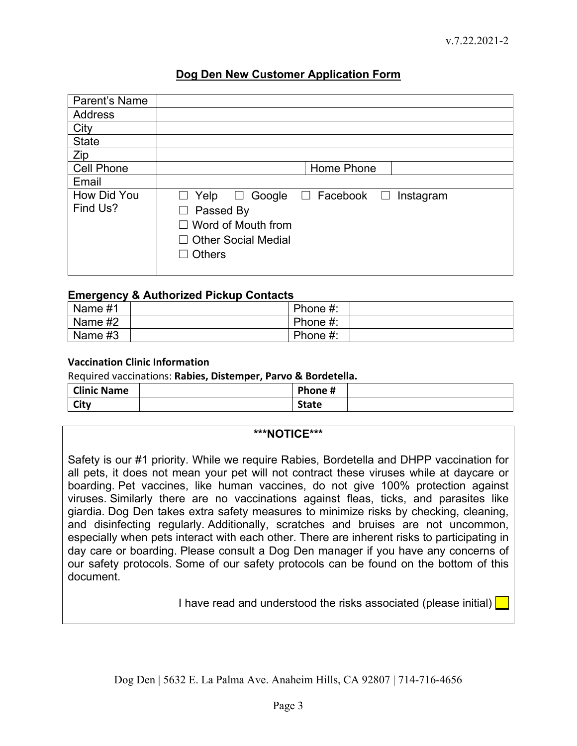v.7.22.2021-2

## Dog Den New Customer Application Form

| | | | |
|---|---|---|---|
| Parent's Name | | | |
| Address | | | |
| City | | | |
| State | | | |
| Zip | | | |
| Cell Phone | | Home Phone | |
| Email | | | |
| How Did You Find Us? | ☐ Yelp ☐ Google ☐ Facebook ☐ Instagram<br>☐ Passed By<br>☐ Word of Mouth from<br>☐ Other Social Medial<br>☐ Others | | |

### Emergency & Authorized Pickup Contacts

| | | | |
|---|---|---|---|
| Name #1 | | Phone #: | |
| Name #2 | | Phone #: | |
| Name #3 | | Phone #: | |

**Vaccination Clinic Information**

Required vaccinations: **Rabies, Distemper, Parvo & Bordetella.**

| | | | |
|---|---|---|---|
| **Clinic Name** | | **Phone #** | |
| **City** | | **State** | |

**\*\*\*NOTICE\*\*\***

Safety is our #1 priority. While we require Rabies, Bordetella and DHPP vaccination for all pets, it does not mean your pet will not contract these viruses while at daycare or boarding. Pet vaccines, like human vaccines, do not give 100% protection against viruses. Similarly there are no vaccinations against fleas, ticks, and parasites like giardia. Dog Den takes extra safety measures to minimize risks by checking, cleaning, and disinfecting regularly. Additionally, scratches and bruises are not uncommon, especially when pets interact with each other. There are inherent risks to participating in day care or boarding. Please consult a Dog Den manager if you have any concerns of our safety protocols. Some of our safety protocols can be found on the bottom of this document.

I have read and understood the risks associated (please initial) ____

Dog Den | 5632 E. La Palma Ave. Anaheim Hills, CA 92807 | 714-716-4656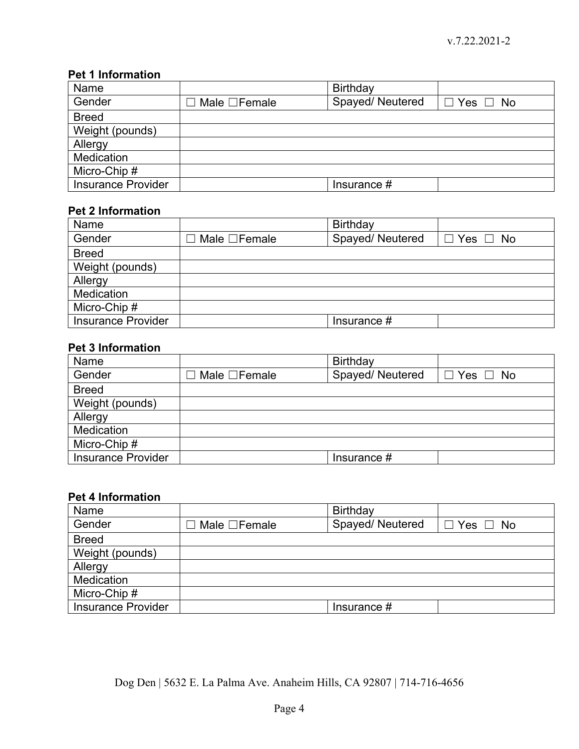**Pet 1 Information**

| Name | | Birthday | |
|---|---|---|---|
| Gender | ☐ Male ☐Female | Spayed/ Neutered | ☐ Yes ☐ No |
| Breed | | | |
| Weight (pounds) | | | |
| Allergy | | | |
| Medication | | | |
| Micro-Chip # | | | |
| Insurance Provider | | Insurance # | |

**Pet 2 Information**

| Name | | Birthday | |
|---|---|---|---|
| Gender | ☐ Male ☐Female | Spayed/ Neutered | ☐ Yes ☐ No |
| Breed | | | |
| Weight (pounds) | | | |
| Allergy | | | |
| Medication | | | |
| Micro-Chip # | | | |
| Insurance Provider | | Insurance # | |

**Pet 3 Information**

| Name | | Birthday | |
|---|---|---|---|
| Gender | ☐ Male ☐Female | Spayed/ Neutered | ☐ Yes ☐ No |
| Breed | | | |
| Weight (pounds) | | | |
| Allergy | | | |
| Medication | | | |
| Micro-Chip # | | | |
| Insurance Provider | | Insurance # | |

**Pet 4 Information**

| Name | | Birthday | |
|---|---|---|---|
| Gender | ☐ Male ☐Female | Spayed/ Neutered | ☐ Yes ☐ No |
| Breed | | | |
| Weight (pounds) | | | |
| Allergy | | | |
| Medication | | | |
| Micro-Chip # | | | |
| Insurance Provider | | Insurance # | |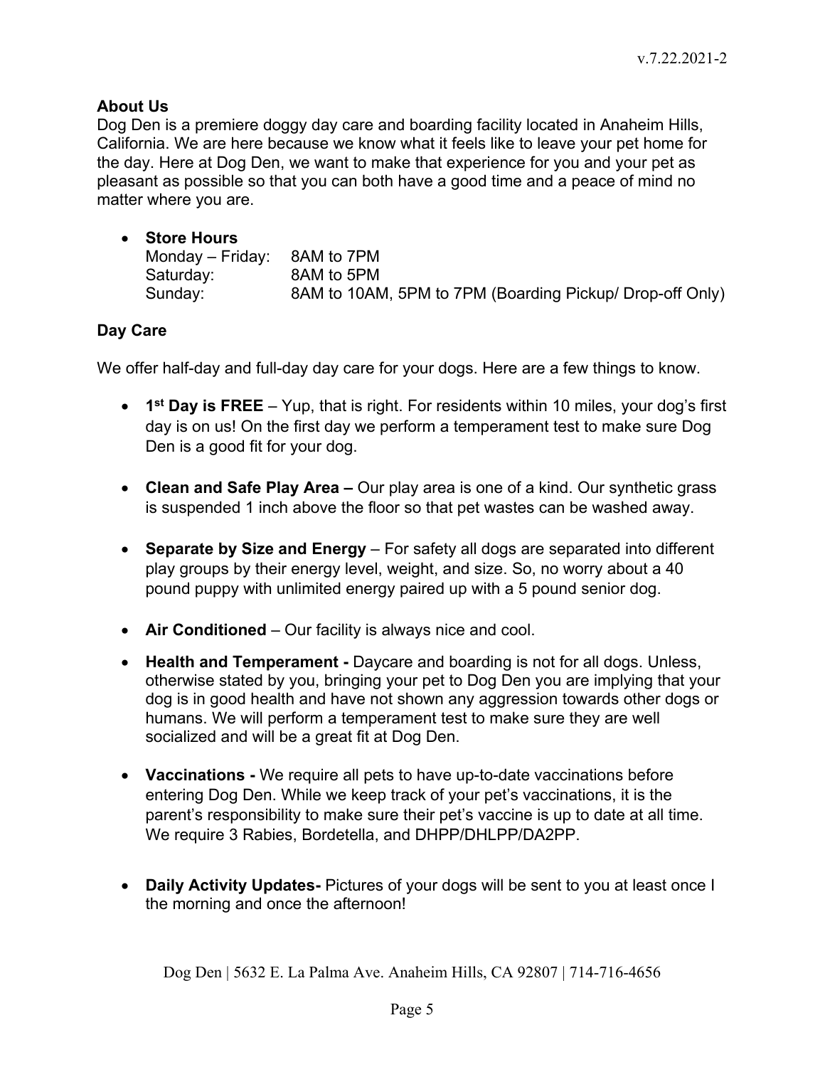## About Us

Dog Den is a premiere doggy day care and boarding facility located in Anaheim Hills, California. We are here because we know what it feels like to leave your pet home for the day. Here at Dog Den, we want to make that experience for you and your pet as pleasant as possible so that you can both have a good time and a peace of mind no matter where you are.

- **Store Hours**

| | |
|---|---|
| Monday – Friday: | 8AM to 7PM |
| Saturday: | 8AM to 5PM |
| Sunday: | 8AM to 10AM, 5PM to 7PM (Boarding Pickup/ Drop-off Only) |

## Day Care

We offer half-day and full-day day care for your dogs. Here are a few things to know.

- **1st Day is FREE** – Yup, that is right. For residents within 10 miles, your dog's first day is on us! On the first day we perform a temperament test to make sure Dog Den is a good fit for your dog.
- **Clean and Safe Play Area –** Our play area is one of a kind. Our synthetic grass is suspended 1 inch above the floor so that pet wastes can be washed away.
- **Separate by Size and Energy** – For safety all dogs are separated into different play groups by their energy level, weight, and size. So, no worry about a 40 pound puppy with unlimited energy paired up with a 5 pound senior dog.
- **Air Conditioned** – Our facility is always nice and cool.
- **Health and Temperament -** Daycare and boarding is not for all dogs. Unless, otherwise stated by you, bringing your pet to Dog Den you are implying that your dog is in good health and have not shown any aggression towards other dogs or humans. We will perform a temperament test to make sure they are well socialized and will be a great fit at Dog Den.
- **Vaccinations -** We require all pets to have up-to-date vaccinations before entering Dog Den. While we keep track of your pet's vaccinations, it is the parent's responsibility to make sure their pet's vaccine is up to date at all time. We require 3 Rabies, Bordetella, and DHPP/DHLPP/DA2PP.
- **Daily Activity Updates-** Pictures of your dogs will be sent to you at least once I the morning and once the afternoon!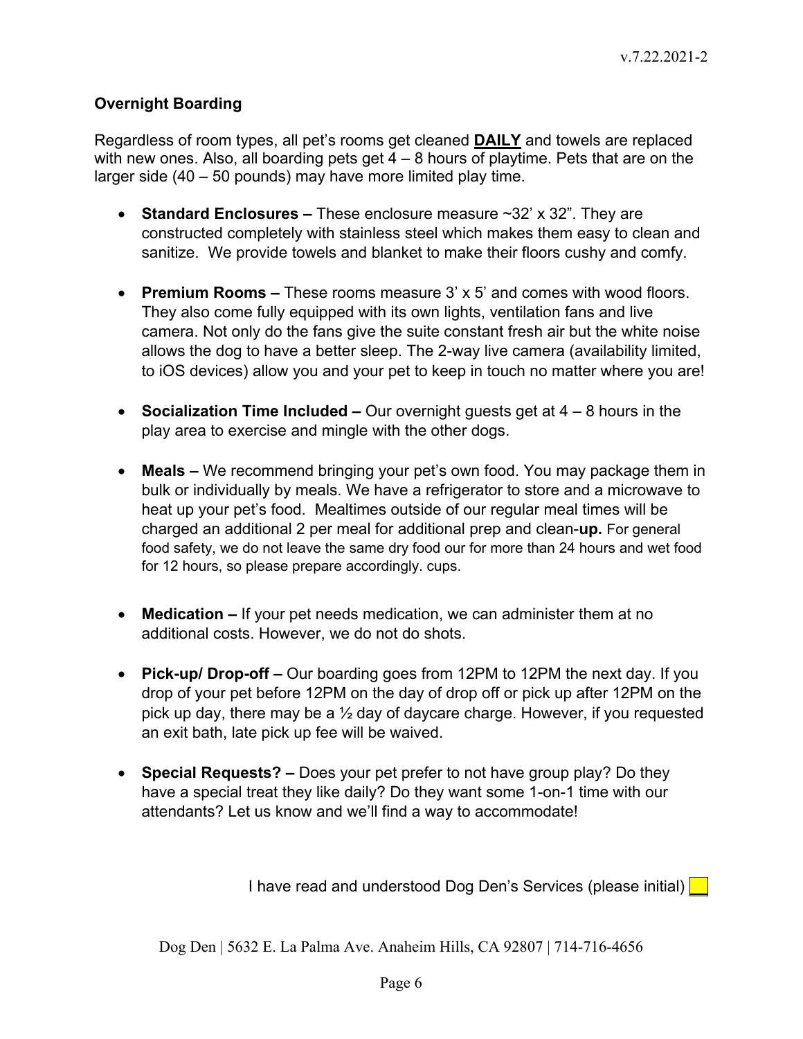## Overnight Boarding

Regardless of room types, all pet's rooms get cleaned **DAILY** and towels are replaced with new ones. Also, all boarding pets get 4 – 8 hours of playtime. Pets that are on the larger side (40 – 50 pounds) may have more limited play time.

- **Standard Enclosures –** These enclosure measure ~32' x 32". They are constructed completely with stainless steel which makes them easy to clean and sanitize. We provide towels and blanket to make their floors cushy and comfy.
- **Premium Rooms –** These rooms measure 3' x 5' and comes with wood floors. They also come fully equipped with its own lights, ventilation fans and live camera. Not only do the fans give the suite constant fresh air but the white noise allows the dog to have a better sleep. The 2-way live camera (availability limited, to iOS devices) allow you and your pet to keep in touch no matter where you are!
- **Socialization Time Included –** Our overnight guests get at 4 – 8 hours in the play area to exercise and mingle with the other dogs.
- **Meals –** We recommend bringing your pet's own food. You may package them in bulk or individually by meals. We have a refrigerator to store and a microwave to heat up your pet's food. Mealtimes outside of our regular meal times will be charged an additional 2 per meal for additional prep and clean-**up.** For general food safety, we do not leave the same dry food our for more than 24 hours and wet food for 12 hours, so please prepare accordingly. cups.
- **Medication –** If your pet needs medication, we can administer them at no additional costs. However, we do not do shots.
- **Pick-up/ Drop-off –** Our boarding goes from 12PM to 12PM the next day. If you drop of your pet before 12PM on the day of drop off or pick up after 12PM on the pick up day, there may be a ½ day of daycare charge. However, if you requested an exit bath, late pick up fee will be waived.
- **Special Requests? –** Does your pet prefer to not have group play? Do they have a special treat they like daily? Do they want some 1-on-1 time with our attendants? Let us know and we'll find a way to accommodate!

I have read and understood Dog Den's Services (please initial) ____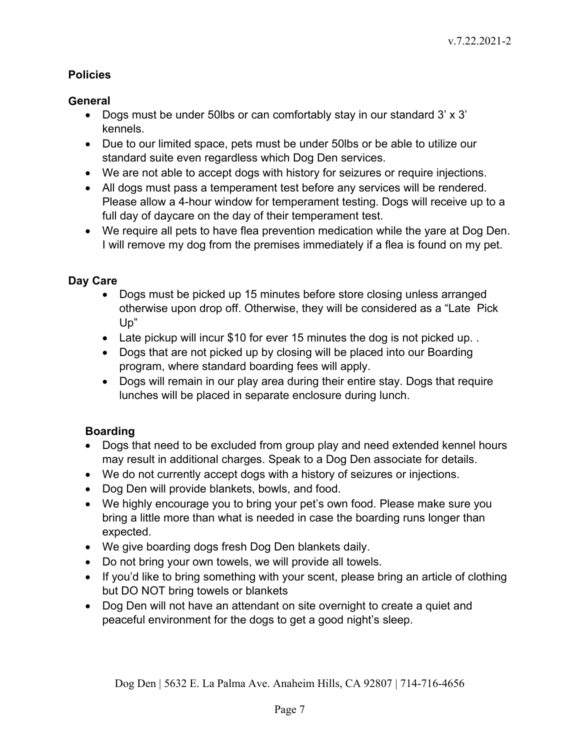# Policies

## General

- Dogs must be under 50lbs or can comfortably stay in our standard 3' x 3' kennels.
- Due to our limited space, pets must be under 50lbs or be able to utilize our standard suite even regardless which Dog Den services.
- We are not able to accept dogs with history for seizures or require injections.
- All dogs must pass a temperament test before any services will be rendered. Please allow a 4-hour window for temperament testing. Dogs will receive up to a full day of daycare on the day of their temperament test.
- We require all pets to have flea prevention medication while the yare at Dog Den. I will remove my dog from the premises immediately if a flea is found on my pet.

## Day Care

- Dogs must be picked up 15 minutes before store closing unless arranged otherwise upon drop off. Otherwise, they will be considered as a "Late Pick Up"
- Late pickup will incur $10 for ever 15 minutes the dog is not picked up. .
- Dogs that are not picked up by closing will be placed into our Boarding program, where standard boarding fees will apply.
- Dogs will remain in our play area during their entire stay. Dogs that require lunches will be placed in separate enclosure during lunch.

## Boarding

- Dogs that need to be excluded from group play and need extended kennel hours may result in additional charges. Speak to a Dog Den associate for details.
- We do not currently accept dogs with a history of seizures or injections.
- Dog Den will provide blankets, bowls, and food.
- We highly encourage you to bring your pet's own food. Please make sure you bring a little more than what is needed in case the boarding runs longer than expected.
- We give boarding dogs fresh Dog Den blankets daily.
- Do not bring your own towels, we will provide all towels.
- If you'd like to bring something with your scent, please bring an article of clothing but DO NOT bring towels or blankets
- Dog Den will not have an attendant on site overnight to create a quiet and peaceful environment for the dogs to get a good night's sleep.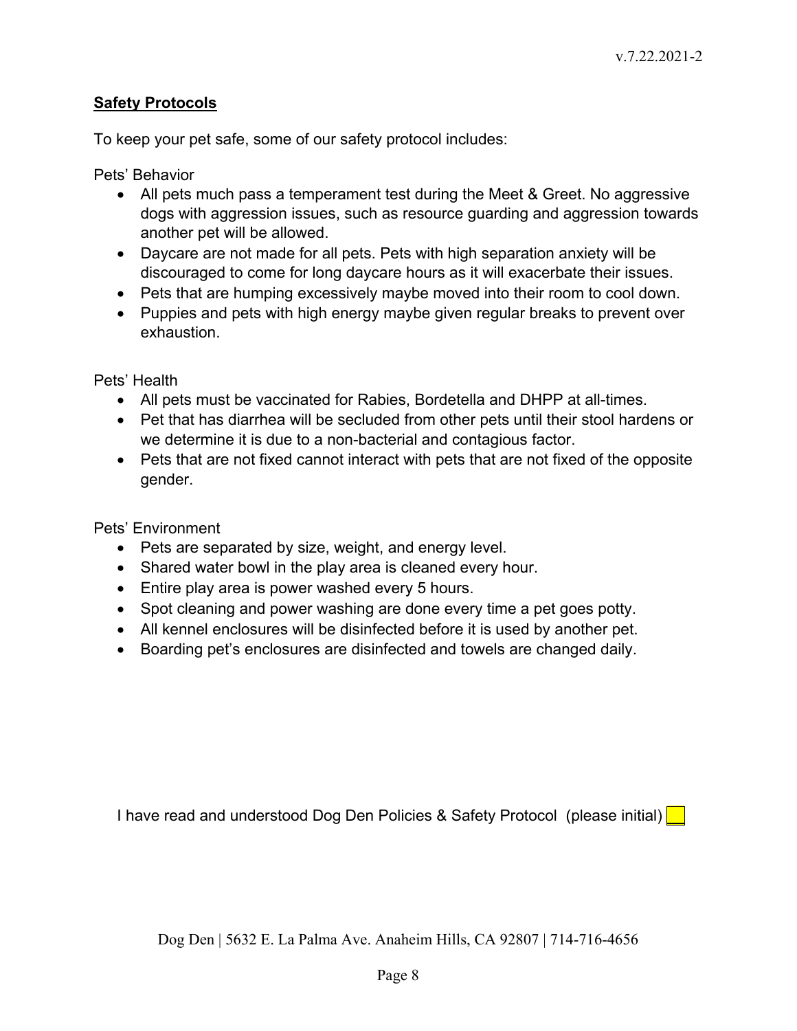## Safety Protocols

To keep your pet safe, some of our safety protocol includes:

Pets' Behavior

- All pets much pass a temperament test during the Meet & Greet. No aggressive dogs with aggression issues, such as resource guarding and aggression towards another pet will be allowed.
- Daycare are not made for all pets. Pets with high separation anxiety will be discouraged to come for long daycare hours as it will exacerbate their issues.
- Pets that are humping excessively maybe moved into their room to cool down.
- Puppies and pets with high energy maybe given regular breaks to prevent over exhaustion.

Pets' Health

- All pets must be vaccinated for Rabies, Bordetella and DHPP at all-times.
- Pet that has diarrhea will be secluded from other pets until their stool hardens or we determine it is due to a non-bacterial and contagious factor.
- Pets that are not fixed cannot interact with pets that are not fixed of the opposite gender.

Pets' Environment

- Pets are separated by size, weight, and energy level.
- Shared water bowl in the play area is cleaned every hour.
- Entire play area is power washed every 5 hours.
- Spot cleaning and power washing are done every time a pet goes potty.
- All kennel enclosures will be disinfected before it is used by another pet.
- Boarding pet's enclosures are disinfected and towels are changed daily.

I have read and understood Dog Den Policies & Safety Protocol (please initial) ___

Dog Den | 5632 E. La Palma Ave. Anaheim Hills, CA 92807 | 714-716-4656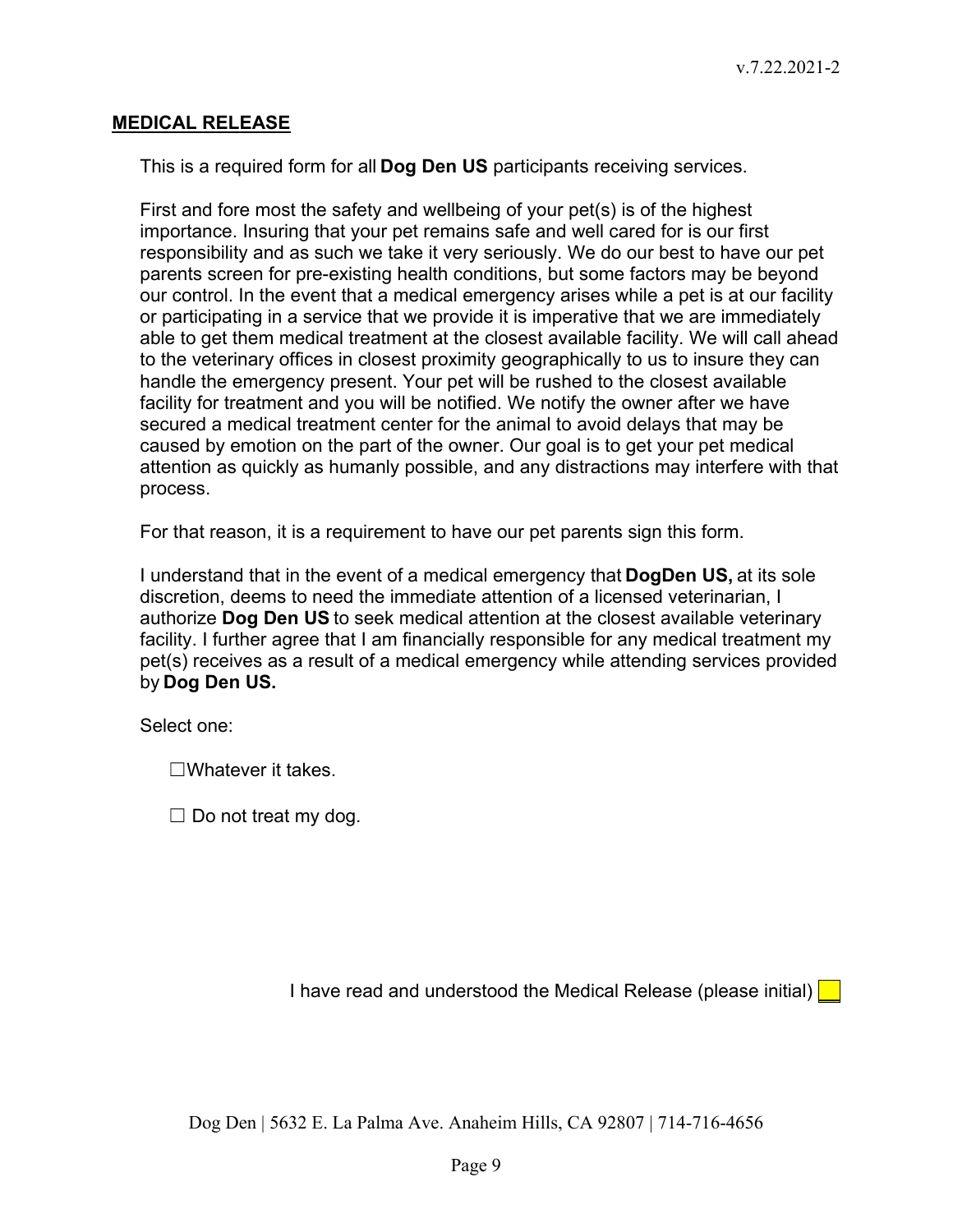## MEDICAL RELEASE

This is a required form for all **Dog Den US** participants receiving services.

First and fore most the safety and wellbeing of your pet(s) is of the highest importance. Insuring that your pet remains safe and well cared for is our first responsibility and as such we take it very seriously. We do our best to have our pet parents screen for pre-existing health conditions, but some factors may be beyond our control. In the event that a medical emergency arises while a pet is at our facility or participating in a service that we provide it is imperative that we are immediately able to get them medical treatment at the closest available facility. We will call ahead to the veterinary offices in closest proximity geographically to us to insure they can handle the emergency present. Your pet will be rushed to the closest available facility for treatment and you will be notified. We notify the owner after we have secured a medical treatment center for the animal to avoid delays that may be caused by emotion on the part of the owner. Our goal is to get your pet medical attention as quickly as humanly possible, and any distractions may interfere with that process.

For that reason, it is a requirement to have our pet parents sign this form.

I understand that in the event of a medical emergency that **DogDen US,** at its sole discretion, deems to need the immediate attention of a licensed veterinarian, I authorize **Dog Den US** to seek medical attention at the closest available veterinary facility. I further agree that I am financially responsible for any medical treatment my pet(s) receives as a result of a medical emergency while attending services provided by **Dog Den US.**

Select one:

☐Whatever it takes.

☐ Do not treat my dog.

I have read and understood the Medical Release (please initial) ____

Dog Den | 5632 E. La Palma Ave. Anaheim Hills, CA 92807 | 714-716-4656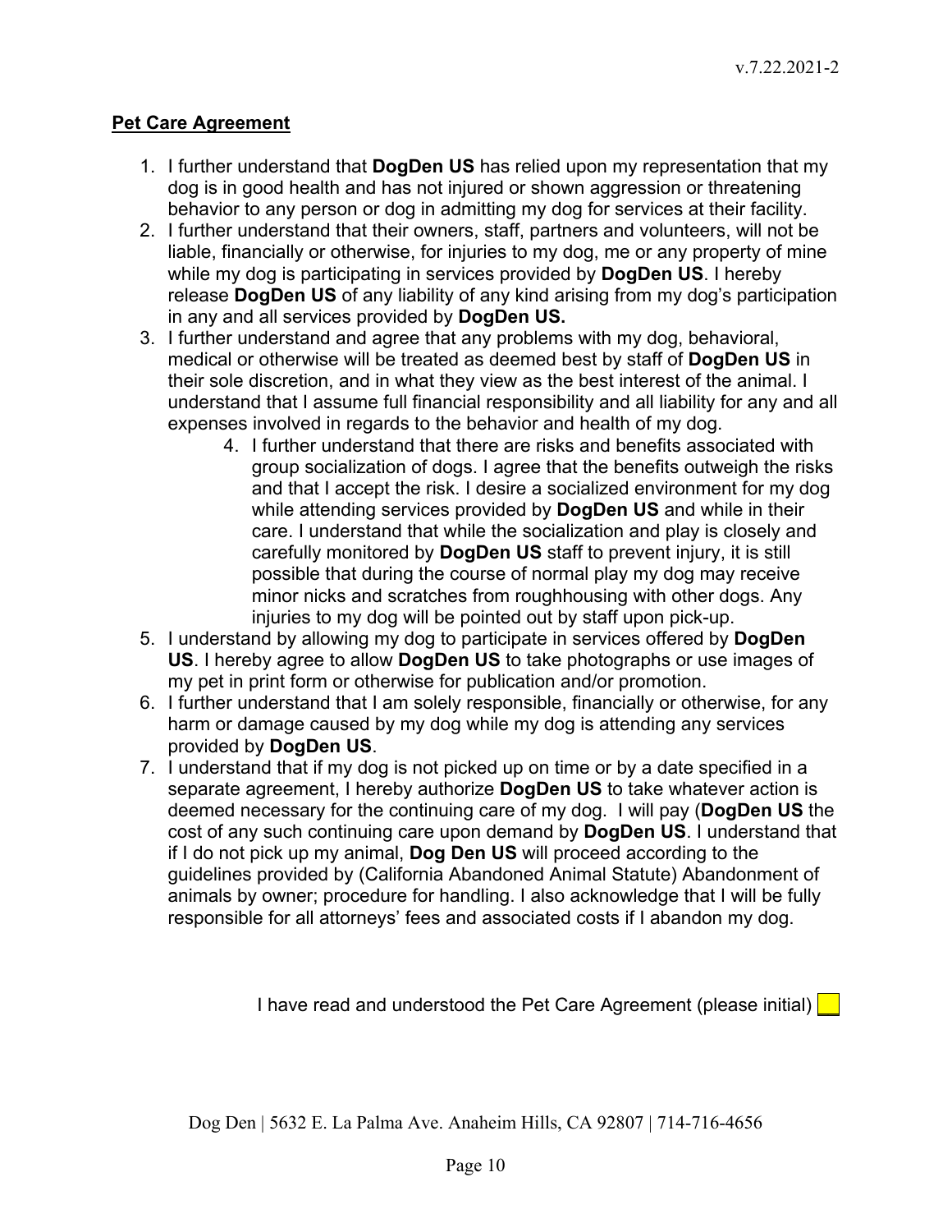**Pet Care Agreement**

1. I further understand that **DogDen US** has relied upon my representation that my dog is in good health and has not injured or shown aggression or threatening behavior to any person or dog in admitting my dog for services at their facility.
2. I further understand that their owners, staff, partners and volunteers, will not be liable, financially or otherwise, for injuries to my dog, me or any property of mine while my dog is participating in services provided by **DogDen US**. I hereby release **DogDen US** of any liability of any kind arising from my dog's participation in any and all services provided by **DogDen US.**
3. I further understand and agree that any problems with my dog, behavioral, medical or otherwise will be treated as deemed best by staff of **DogDen US** in their sole discretion, and in what they view as the best interest of the animal. I understand that I assume full financial responsibility and all liability for any and all expenses involved in regards to the behavior and health of my dog.
4. I further understand that there are risks and benefits associated with group socialization of dogs. I agree that the benefits outweigh the risks and that I accept the risk. I desire a socialized environment for my dog while attending services provided by **DogDen US** and while in their care. I understand that while the socialization and play is closely and carefully monitored by **DogDen US** staff to prevent injury, it is still possible that during the course of normal play my dog may receive minor nicks and scratches from roughhousing with other dogs. Any injuries to my dog will be pointed out by staff upon pick-up.
5. I understand by allowing my dog to participate in services offered by **DogDen US**. I hereby agree to allow **DogDen US** to take photographs or use images of my pet in print form or otherwise for publication and/or promotion.
6. I further understand that I am solely responsible, financially or otherwise, for any harm or damage caused by my dog while my dog is attending any services provided by **DogDen US**.
7. I understand that if my dog is not picked up on time or by a date specified in a separate agreement, I hereby authorize **DogDen US** to take whatever action is deemed necessary for the continuing care of my dog. I will pay (**DogDen US** the cost of any such continuing care upon demand by **DogDen US**. I understand that if I do not pick up my animal, **Dog Den US** will proceed according to the guidelines provided by (California Abandoned Animal Statute) Abandonment of animals by owner; procedure for handling. I also acknowledge that I will be fully responsible for all attorneys' fees and associated costs if I abandon my dog.

I have read and understood the Pet Care Agreement (please initial) ____

Dog Den | 5632 E. La Palma Ave. Anaheim Hills, CA 92807 | 714-716-4656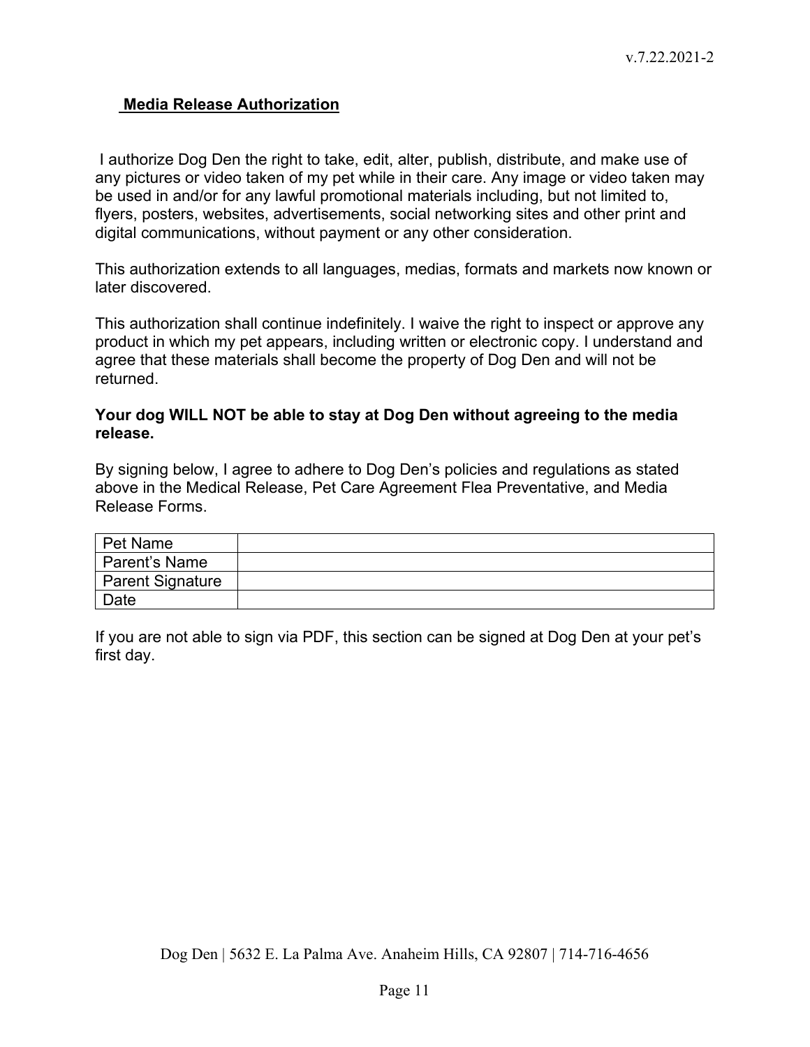## Media Release Authorization

I authorize Dog Den the right to take, edit, alter, publish, distribute, and make use of any pictures or video taken of my pet while in their care. Any image or video taken may be used in and/or for any lawful promotional materials including, but not limited to, flyers, posters, websites, advertisements, social networking sites and other print and digital communications, without payment or any other consideration.

This authorization extends to all languages, medias, formats and markets now known or later discovered.

This authorization shall continue indefinitely. I waive the right to inspect or approve any product in which my pet appears, including written or electronic copy. I understand and agree that these materials shall become the property of Dog Den and will not be returned.

**Your dog WILL NOT be able to stay at Dog Den without agreeing to the media release.**

By signing below, I agree to adhere to Dog Den's policies and regulations as stated above in the Medical Release, Pet Care Agreement Flea Preventative, and Media Release Forms.

| | |
|---|---|
| Pet Name | |
| Parent's Name | |
| Parent Signature | |
| Date | |

If you are not able to sign via PDF, this section can be signed at Dog Den at your pet's first day.

Dog Den | 5632 E. La Palma Ave. Anaheim Hills, CA 92807 | 714-716-4656